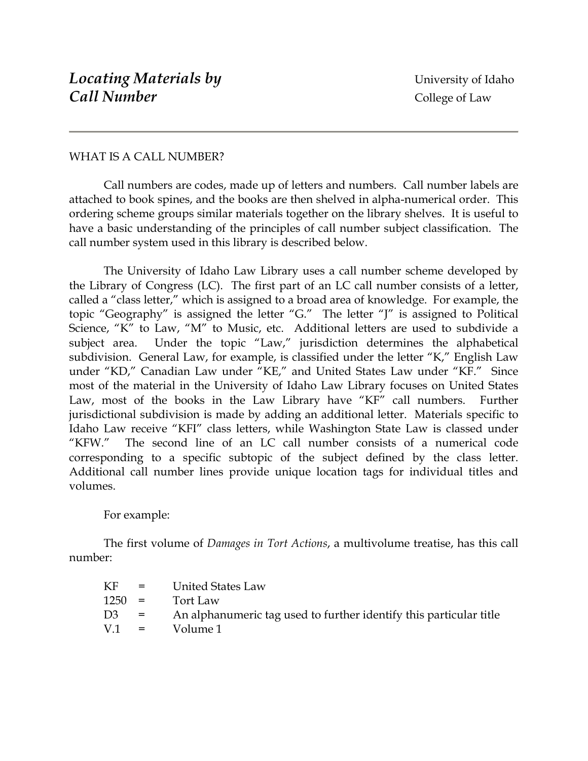# *Locating Materials by Call Number*

University of Idaho
College of Law

---

## WHAT IS A CALL NUMBER?

Call numbers are codes, made up of letters and numbers. Call number labels are attached to book spines, and the books are then shelved in alpha-numerical order. This ordering scheme groups similar materials together on the library shelves. It is useful to have a basic understanding of the principles of call number subject classification. The call number system used in this library is described below.

The University of Idaho Law Library uses a call number scheme developed by the Library of Congress (LC). The first part of an LC call number consists of a letter, called a "class letter," which is assigned to a broad area of knowledge. For example, the topic "Geography" is assigned the letter "G." The letter "J" is assigned to Political Science, "K" to Law, "M" to Music, etc. Additional letters are used to subdivide a subject area. Under the topic "Law," jurisdiction determines the alphabetical subdivision. General Law, for example, is classified under the letter "K," English Law under "KD," Canadian Law under "KE," and United States Law under "KF." Since most of the material in the University of Idaho Law Library focuses on United States Law, most of the books in the Law Library have "KF" call numbers. Further jurisdictional subdivision is made by adding an additional letter. Materials specific to Idaho Law receive "KFI" class letters, while Washington State Law is classed under "KFW." The second line of an LC call number consists of a numerical code corresponding to a specific subtopic of the subject defined by the class letter. Additional call number lines provide unique location tags for individual titles and volumes.

For example:

The first volume of *Damages in Tort Actions*, a multivolume treatise, has this call number:

| | | |
|---|---|---|
| KF | = | United States Law |
| 1250 | = | Tort Law |
| D3 | = | An alphanumeric tag used to further identify this particular title |
| V.1 | = | Volume 1 |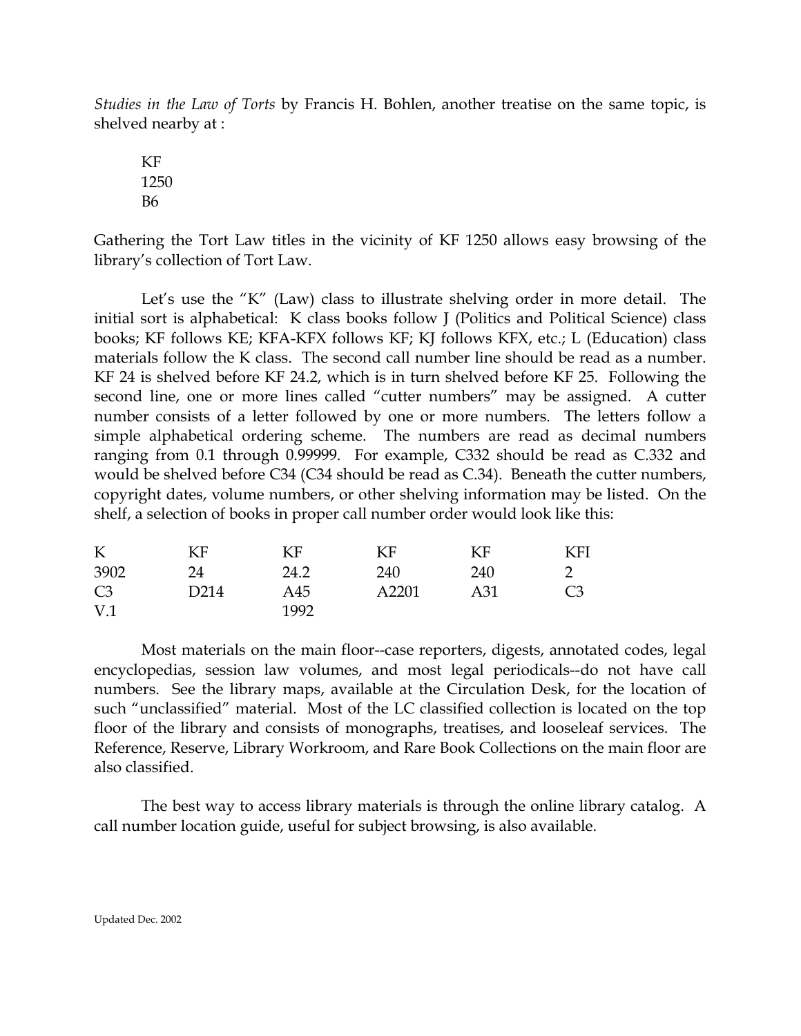*Studies in the Law of Torts* by Francis H. Bohlen, another treatise on the same topic, is shelved nearby at :

KF
1250
B6

Gathering the Tort Law titles in the vicinity of KF 1250 allows easy browsing of the library's collection of Tort Law.

Let's use the "K" (Law) class to illustrate shelving order in more detail. The initial sort is alphabetical: K class books follow J (Politics and Political Science) class books; KF follows KE; KFA-KFX follows KF; KJ follows KFX, etc.; L (Education) class materials follow the K class. The second call number line should be read as a number. KF 24 is shelved before KF 24.2, which is in turn shelved before KF 25. Following the second line, one or more lines called "cutter numbers" may be assigned. A cutter number consists of a letter followed by one or more numbers. The letters follow a simple alphabetical ordering scheme. The numbers are read as decimal numbers ranging from 0.1 through 0.99999. For example, C332 should be read as C.332 and would be shelved before C34 (C34 should be read as C.34). Beneath the cutter numbers, copyright dates, volume numbers, or other shelving information may be listed. On the shelf, a selection of books in proper call number order would look like this:

| K | KF | KF | KF | KF | KFI |
|---|---|---|---|---|---|
| 3902 | 24 | 24.2 | 240 | 240 | 2 |
| C3 | D214 | A45 | A2201 | A31 | C3 |
| V.1 | | 1992 | | | |

Most materials on the main floor--case reporters, digests, annotated codes, legal encyclopedias, session law volumes, and most legal periodicals--do not have call numbers. See the library maps, available at the Circulation Desk, for the location of such "unclassified" material. Most of the LC classified collection is located on the top floor of the library and consists of monographs, treatises, and looseleaf services. The Reference, Reserve, Library Workroom, and Rare Book Collections on the main floor are also classified.

The best way to access library materials is through the online library catalog. A call number location guide, useful for subject browsing, is also available.

Updated Dec. 2002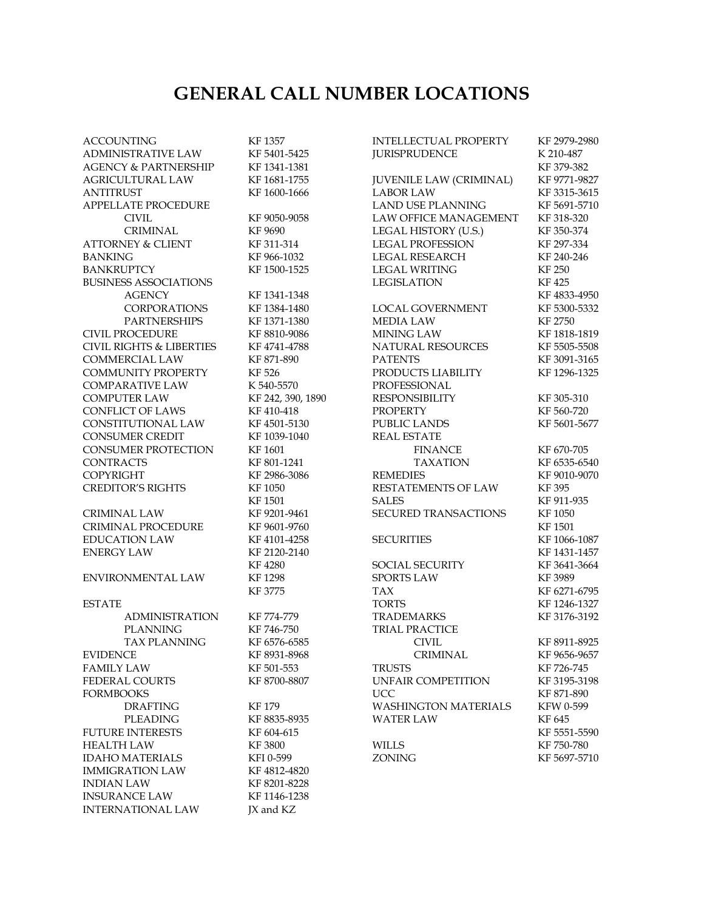# GENERAL CALL NUMBER LOCATIONS

| | |
|---|---|
| ACCOUNTING | KF 1357 |
| ADMINISTRATIVE LAW | KF 5401-5425 |
| AGENCY & PARTNERSHIP | KF 1341-1381 |
| AGRICULTURAL LAW | KF 1681-1755 |
| ANTITRUST | KF 1600-1666 |
| APPELLATE PROCEDURE | |
| CIVIL | KF 9050-9058 |
| CRIMINAL | KF 9690 |
| ATTORNEY & CLIENT | KF 311-314 |
| BANKING | KF 966-1032 |
| BANKRUPTCY | KF 1500-1525 |
| BUSINESS ASSOCIATIONS | |
| AGENCY | KF 1341-1348 |
| CORPORATIONS | KF 1384-1480 |
| PARTNERSHIPS | KF 1371-1380 |
| CIVIL PROCEDURE | KF 8810-9086 |
| CIVIL RIGHTS & LIBERTIES | KF 4741-4788 |
| COMMERCIAL LAW | KF 871-890 |
| COMMUNITY PROPERTY | KF 526 |
| COMPARATIVE LAW | K 540-5570 |
| COMPUTER LAW | KF 242, 390, 1890 |
| CONFLICT OF LAWS | KF 410-418 |
| CONSTITUTIONAL LAW | KF 4501-5130 |
| CONSUMER CREDIT | KF 1039-1040 |
| CONSUMER PROTECTION | KF 1601 |
| CONTRACTS | KF 801-1241 |
| COPYRIGHT | KF 2986-3086 |
| CREDITOR'S RIGHTS | KF 1050 |
| | KF 1501 |
| CRIMINAL LAW | KF 9201-9461 |
| CRIMINAL PROCEDURE | KF 9601-9760 |
| EDUCATION LAW | KF 4101-4258 |
| ENERGY LAW | KF 2120-2140 |
| | KF 4280 |
| ENVIRONMENTAL LAW | KF 1298 |
| | KF 3775 |
| ESTATE | |
| ADMINISTRATION | KF 774-779 |
| PLANNING | KF 746-750 |
| TAX PLANNING | KF 6576-6585 |
| EVIDENCE | KF 8931-8968 |
| FAMILY LAW | KF 501-553 |
| FEDERAL COURTS | KF 8700-8807 |
| FORMBOOKS | |
| DRAFTING | KF 179 |
| PLEADING | KF 8835-8935 |
| FUTURE INTERESTS | KF 604-615 |
| HEALTH LAW | KF 3800 |
| IDAHO MATERIALS | KFI 0-599 |
| IMMIGRATION LAW | KF 4812-4820 |
| INDIAN LAW | KF 8201-8228 |
| INSURANCE LAW | KF 1146-1238 |
| INTERNATIONAL LAW | JX and KZ |
| INTELLECTUAL PROPERTY | KF 2979-2980 |
| JURISPRUDENCE | K 210-487 |
| | KF 379-382 |
| JUVENILE LAW (CRIMINAL) | KF 9771-9827 |
| LABOR LAW | KF 3315-3615 |
| LAND USE PLANNING | KF 5691-5710 |
| LAW OFFICE MANAGEMENT | KF 318-320 |
| LEGAL HISTORY (U.S.) | KF 350-374 |
| LEGAL PROFESSION | KF 297-334 |
| LEGAL RESEARCH | KF 240-246 |
| LEGAL WRITING | KF 250 |
| LEGISLATION | KF 425 |
| | KF 4833-4950 |
| LOCAL GOVERNMENT | KF 5300-5332 |
| MEDIA LAW | KF 2750 |
| MINING LAW | KF 1818-1819 |
| NATURAL RESOURCES | KF 5505-5508 |
| PATENTS | KF 3091-3165 |
| PRODUCTS LIABILITY | KF 1296-1325 |
| PROFESSIONAL RESPONSIBILITY | KF 305-310 |
| PROPERTY | KF 560-720 |
| PUBLIC LANDS | KF 5601-5677 |
| REAL ESTATE | |
| FINANCE | KF 670-705 |
| TAXATION | KF 6535-6540 |
| REMEDIES | KF 9010-9070 |
| RESTATEMENTS OF LAW | KF 395 |
| SALES | KF 911-935 |
| SECURED TRANSACTIONS | KF 1050 |
| | KF 1501 |
| SECURITIES | KF 1066-1087 |
| | KF 1431-1457 |
| SOCIAL SECURITY | KF 3641-3664 |
| SPORTS LAW | KF 3989 |
| TAX | KF 6271-6795 |
| TORTS | KF 1246-1327 |
| TRADEMARKS | KF 3176-3192 |
| TRIAL PRACTICE | |
| CIVIL | KF 8911-8925 |
| CRIMINAL | KF 9656-9657 |
| TRUSTS | KF 726-745 |
| UNFAIR COMPETITION | KF 3195-3198 |
| UCC | KF 871-890 |
| WASHINGTON MATERIALS | KFW 0-599 |
| WATER LAW | KF 645 |
| | KF 5551-5590 |
| WILLS | KF 750-780 |
| ZONING | KF 5697-5710 |